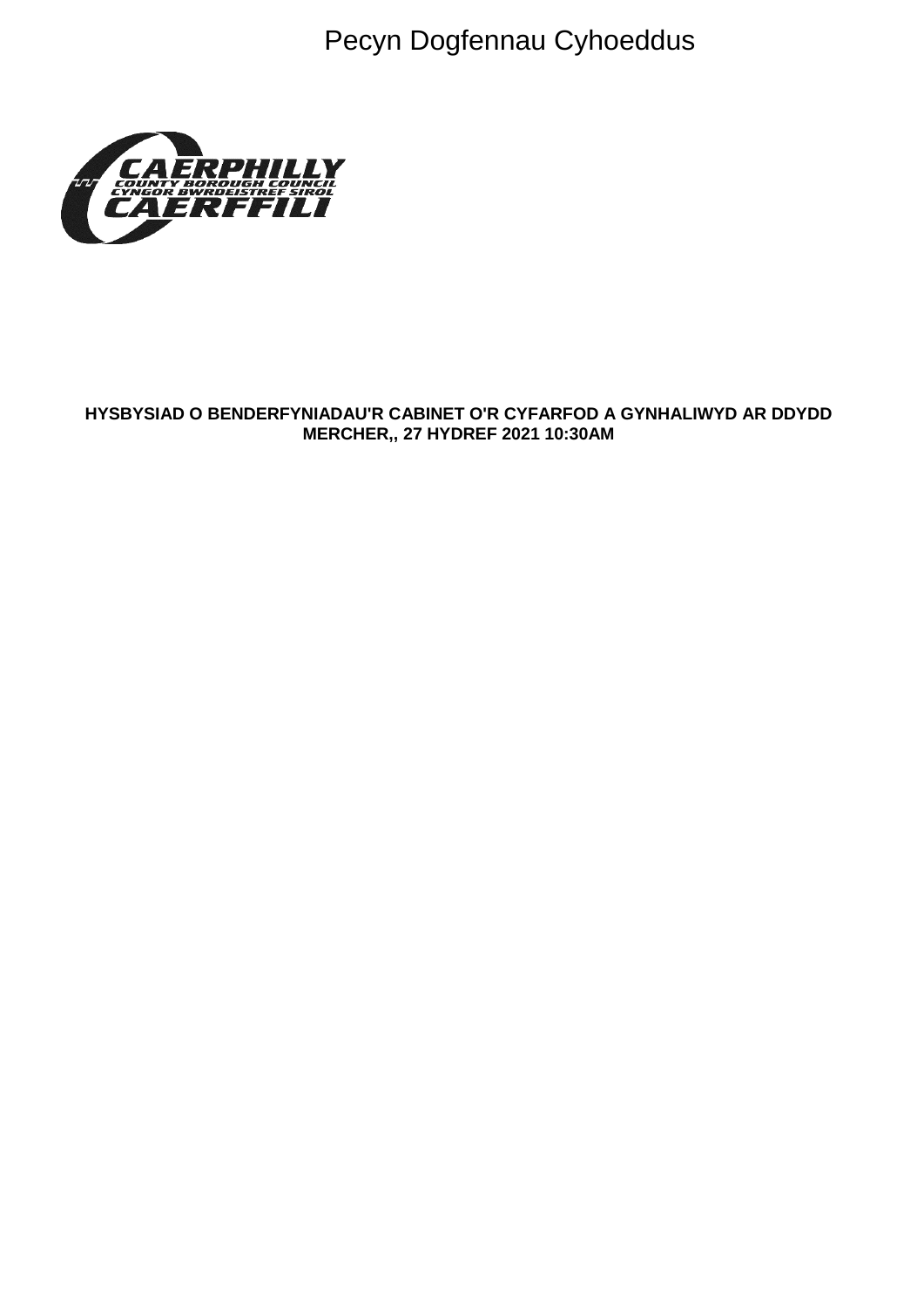Pecyn Dogfennau Cyhoeddus

CAERPHILLY COUNTY BOROUGH COUNCIL
CYNGOR BWRDEISTREF SIROL CAERFFILI

**HYSBYSIAD O BENDERFYNIADAU'R CABINET O'R CYFARFOD A GYNHALIWYD AR DDYDD MERCHER,, 27 HYDREF 2021 10:30AM**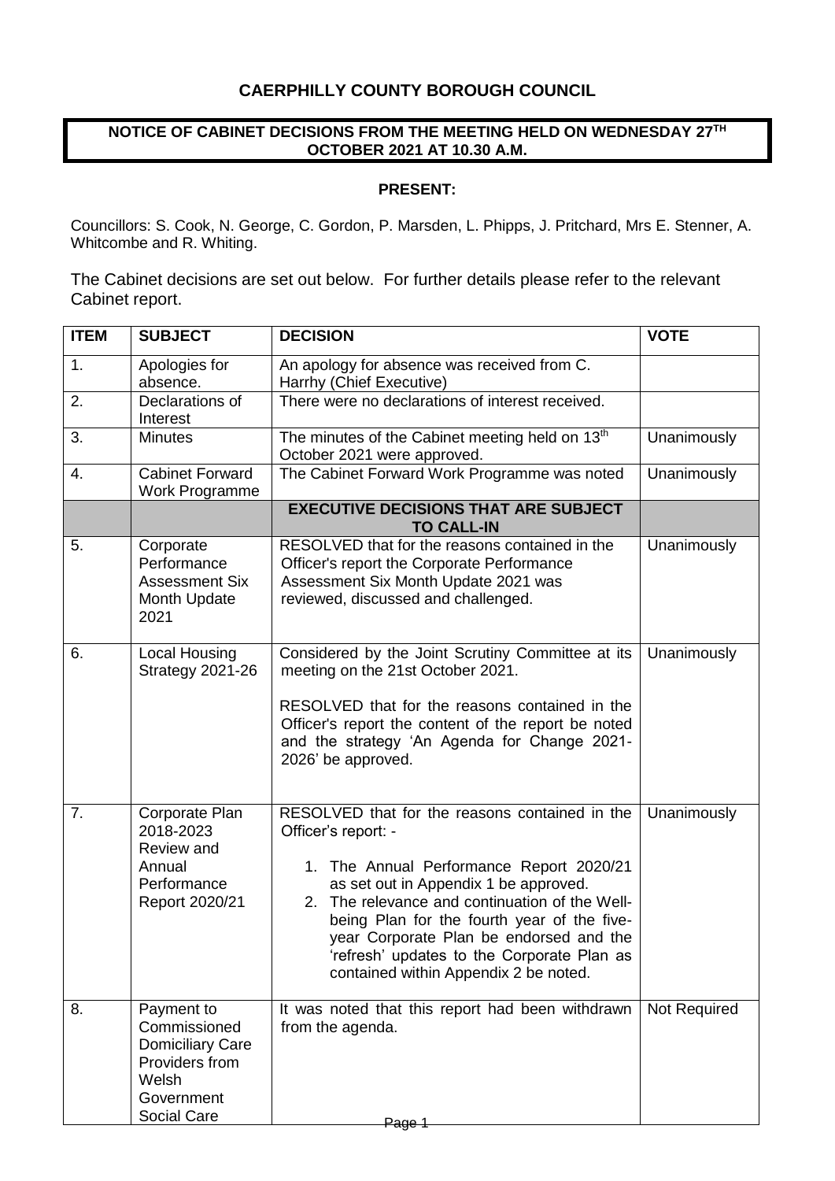**CAERPHILLY COUNTY BOROUGH COUNCIL**

**NOTICE OF CABINET DECISIONS FROM THE MEETING HELD ON WEDNESDAY 27TH OCTOBER 2021 AT 10.30 A.M.**

**PRESENT:**

Councillors: S. Cook, N. George, C. Gordon, P. Marsden, L. Phipps, J. Pritchard, Mrs E. Stenner, A. Whitcombe and R. Whiting.

The Cabinet decisions are set out below. For further details please refer to the relevant Cabinet report.

| ITEM | SUBJECT | DECISION | VOTE |
| --- | --- | --- | --- |
| 1. | Apologies for absence. | An apology for absence was received from C. Harrhy (Chief Executive) | |
| 2. | Declarations of Interest | There were no declarations of interest received. | |
| 3. | Minutes | The minutes of the Cabinet meeting held on 13th October 2021 were approved. | Unanimously |
| 4. | Cabinet Forward Work Programme | The Cabinet Forward Work Programme was noted | Unanimously |
| | | **EXECUTIVE DECISIONS THAT ARE SUBJECT TO CALL-IN** | |
| 5. | Corporate Performance Assessment Six Month Update 2021 | RESOLVED that for the reasons contained in the Officer's report the Corporate Performance Assessment Six Month Update 2021 was reviewed, discussed and challenged. | Unanimously |
| 6. | Local Housing Strategy 2021-26 | Considered by the Joint Scrutiny Committee at its meeting on the 21st October 2021.<br><br>RESOLVED that for the reasons contained in the Officer's report the content of the report be noted and the strategy 'An Agenda for Change 2021-2026' be approved. | Unanimously |
| 7. | Corporate Plan 2018-2023 Review and Annual Performance Report 2020/21 | RESOLVED that for the reasons contained in the Officer's report: -<br><br>1. The Annual Performance Report 2020/21 as set out in Appendix 1 be approved.<br>2. The relevance and continuation of the Well-being Plan for the fourth year of the five-year Corporate Plan be endorsed and the 'refresh' updates to the Corporate Plan as contained within Appendix 2 be noted. | Unanimously |
| 8. | Payment to Commissioned Domiciliary Care Providers from Welsh Government Social Care | It was noted that this report had been withdrawn from the agenda. | Not Required |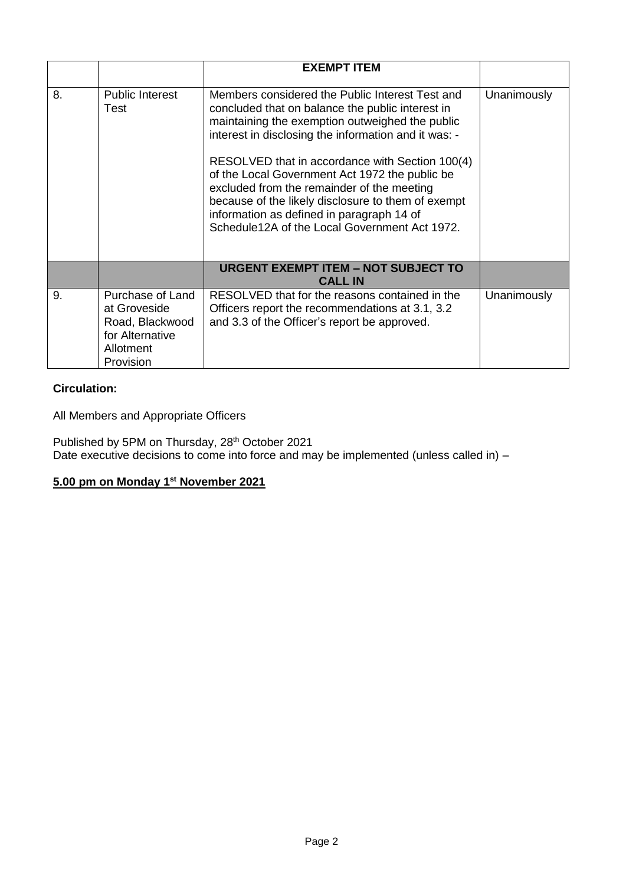| | | | |
|---|---|---|---|
| | | **EXEMPT ITEM** | |
| 8. | Public Interest Test | Members considered the Public Interest Test and concluded that on balance the public interest in maintaining the exemption outweighed the public interest in disclosing the information and it was: -<br><br>RESOLVED that in accordance with Section 100(4) of the Local Government Act 1972 the public be excluded from the remainder of the meeting because of the likely disclosure to them of exempt information as defined in paragraph 14 of Schedule12A of the Local Government Act 1972. | Unanimously |
| | | **URGENT EXEMPT ITEM – NOT SUBJECT TO CALL IN** | |
| 9. | Purchase of Land at Groveside Road, Blackwood for Alternative Allotment Provision | RESOLVED that for the reasons contained in the Officers report the recommendations at 3.1, 3.2 and 3.3 of the Officer's report be approved. | Unanimously |

**Circulation:**

All Members and Appropriate Officers

Published by 5PM on Thursday, 28th October 2021
Date executive decisions to come into force and may be implemented (unless called in) –

**5.00 pm on Monday 1st November 2021**